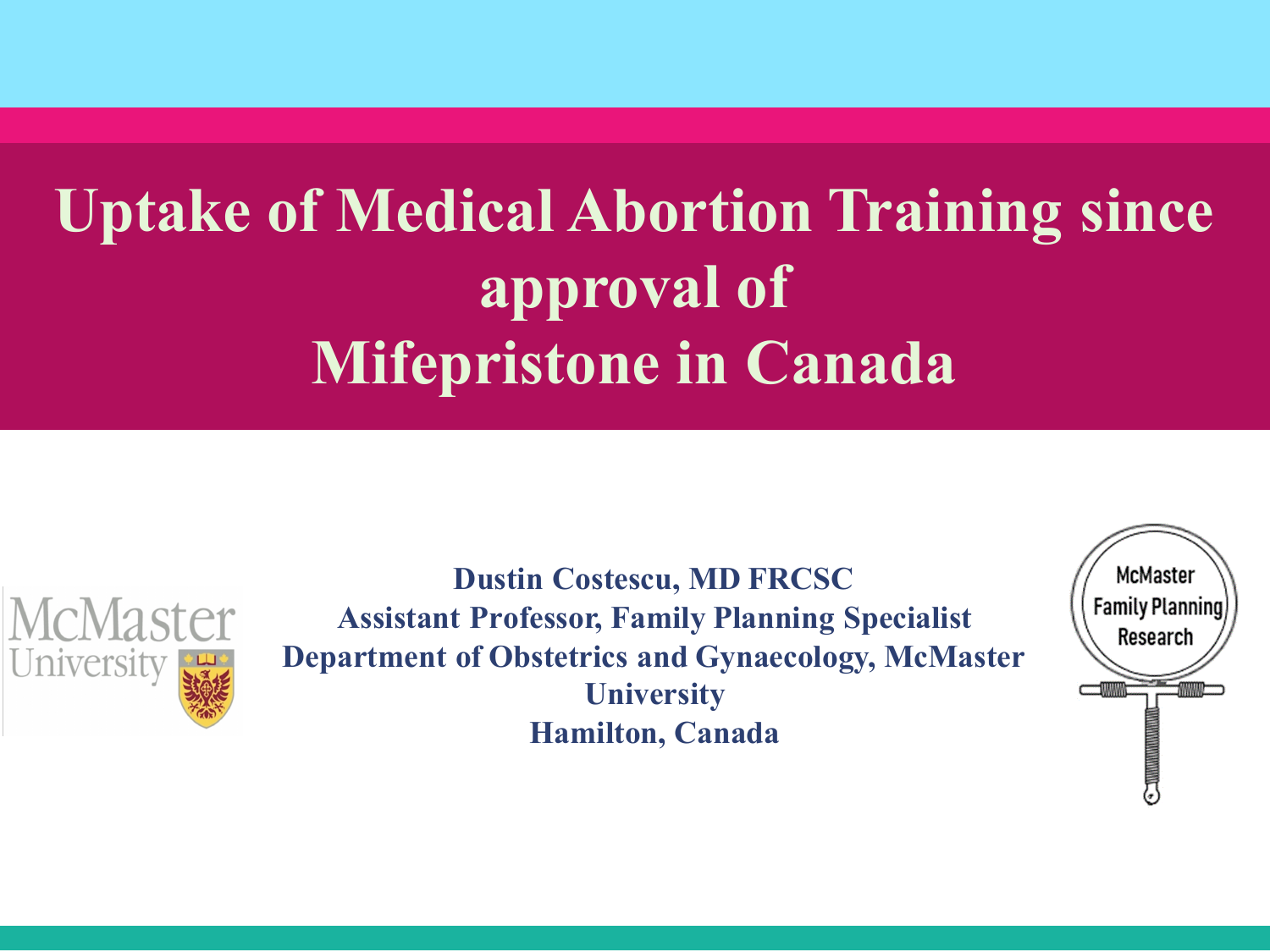# Uptake of Medical Abortion Training since approval of Mifepristone in Canada

**Dustin Costescu, MD FRCSC**
**Assistant Professor, Family Planning Specialist**
**Department of Obstetrics and Gynaecology, McMaster University**
**Hamilton, Canada**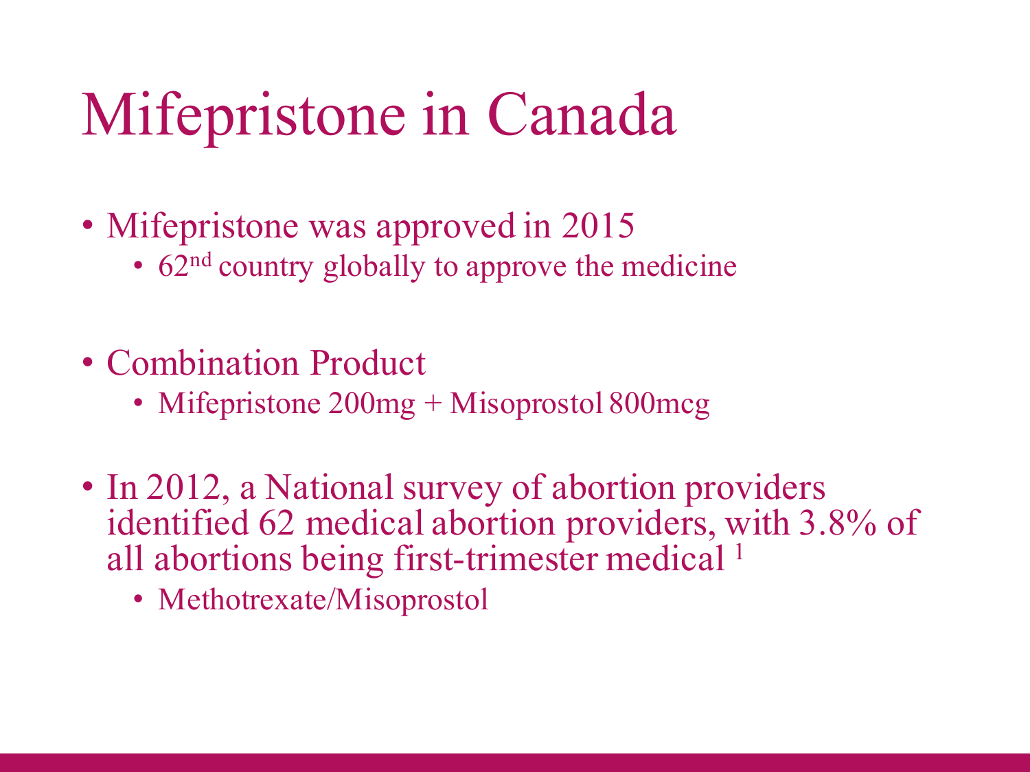# Mifepristone in Canada

- Mifepristone was approved in 2015
  - $62^{nd}$ country globally to approve the medicine
- Combination Product
  - Mifepristone 200mg + Misoprostol 800mcg
- In 2012, a National survey of abortion providers identified 62 medical abortion providers, with 3.8% of all abortions being first-trimester medical [1]
  - Methotrexate/Misoprostol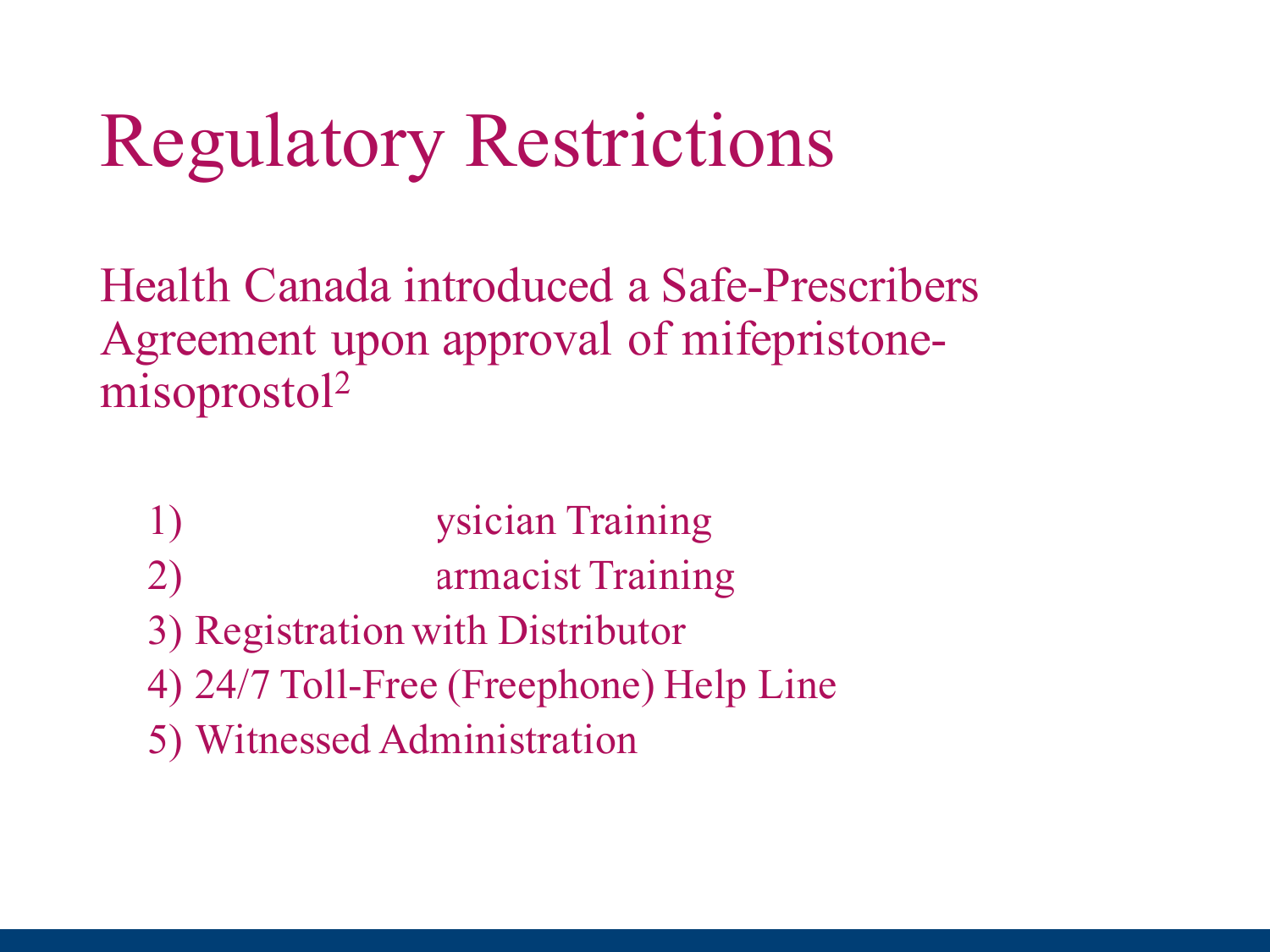# Regulatory Restrictions

Health Canada introduced a Safe-Prescribers Agreement upon approval of mifepristone-misoprostol[2]

1) ysician Training
2) armacist Training
3) Registration with Distributor
4) 24/7 Toll-Free (Freephone) Help Line
5) Witnessed Administration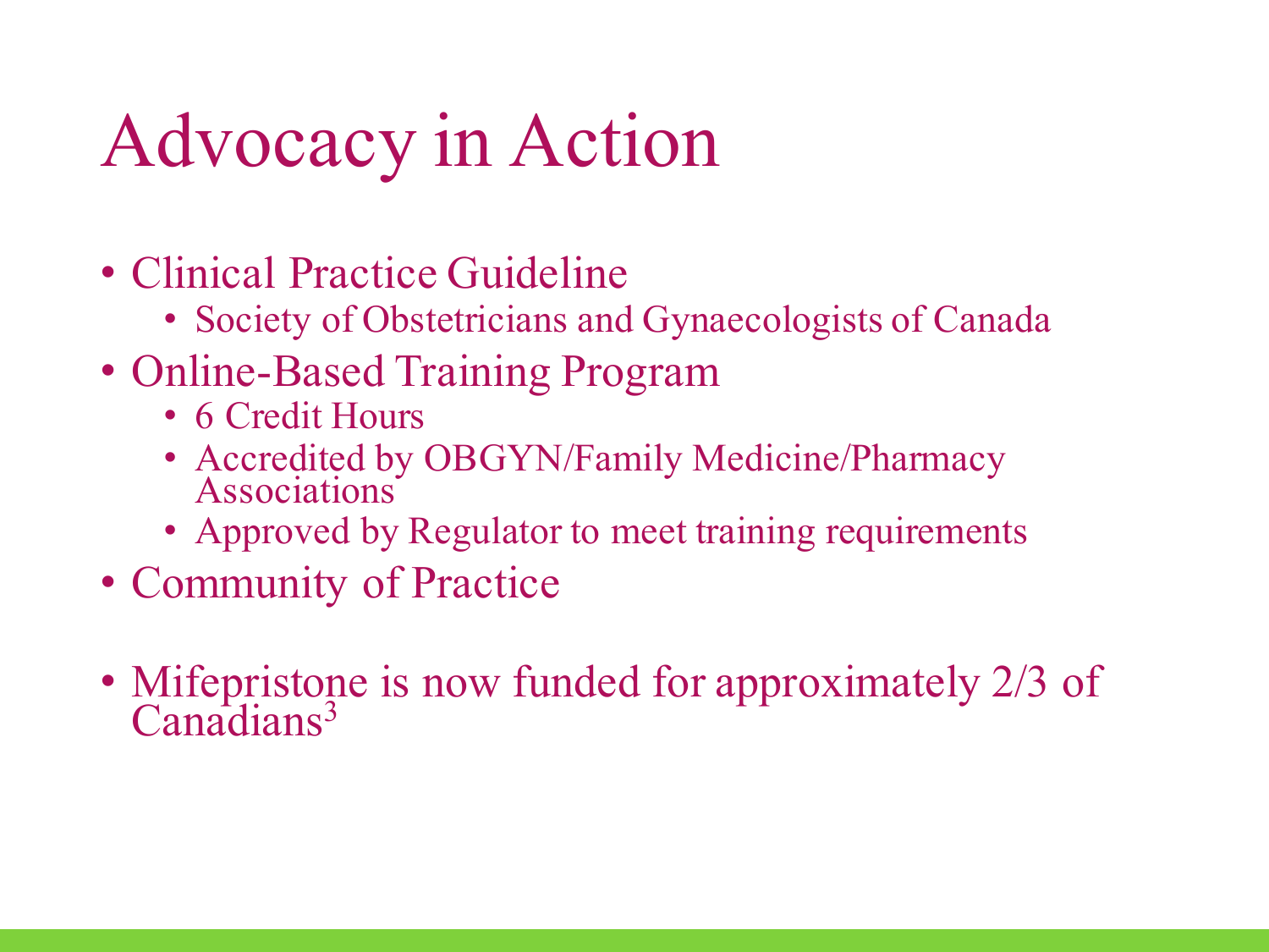# Advocacy in Action

- Clinical Practice Guideline
  - Society of Obstetricians and Gynaecologists of Canada
- Online-Based Training Program
  - 6 Credit Hours
  - Accredited by OBGYN/Family Medicine/Pharmacy Associations
  - Approved by Regulator to meet training requirements
- Community of Practice

- Mifepristone is now funded for approximately 2/3 of Canadians[3]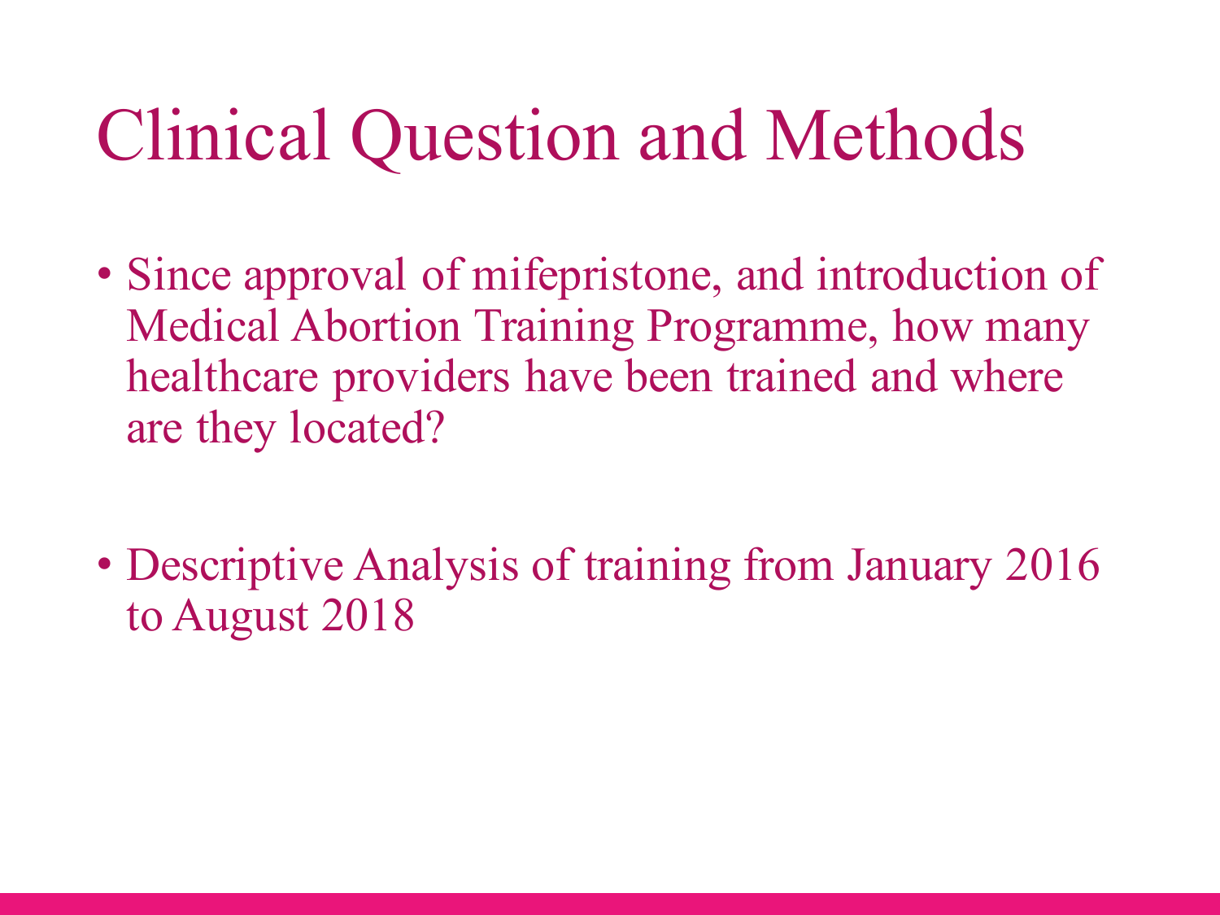# Clinical Question and Methods

- Since approval of mifepristone, and introduction of Medical Abortion Training Programme, how many healthcare providers have been trained and where are they located?
- Descriptive Analysis of training from January 2016 to August 2018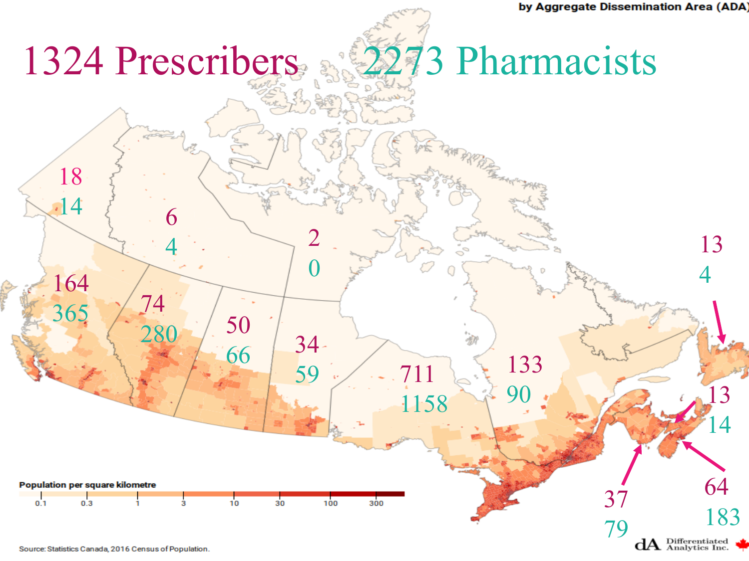by Aggregate Dissemination Area (ADA)

# 1324 Prescribers 2273 Pharmacists

| Prescribers | Pharmacists |
| --- | --- |
| 18 | 14 |
| 6 | 4 |
| 2 | 0 |
| 164 | 365 |
| 74 | 280 |
| 50 | 66 |
| 34 | 59 |
| 711 | 1158 |
| 133 | 90 |
| 13 | 4 |
| 13 | 14 |
| 37 | 79 |
| 64 | 183 |

Population per square kilometre

0.1 0.3 1 3 10 30 100 300

Source: Statistics Canada, 2016 Census of Population.

dA Differentiated Analytics Inc.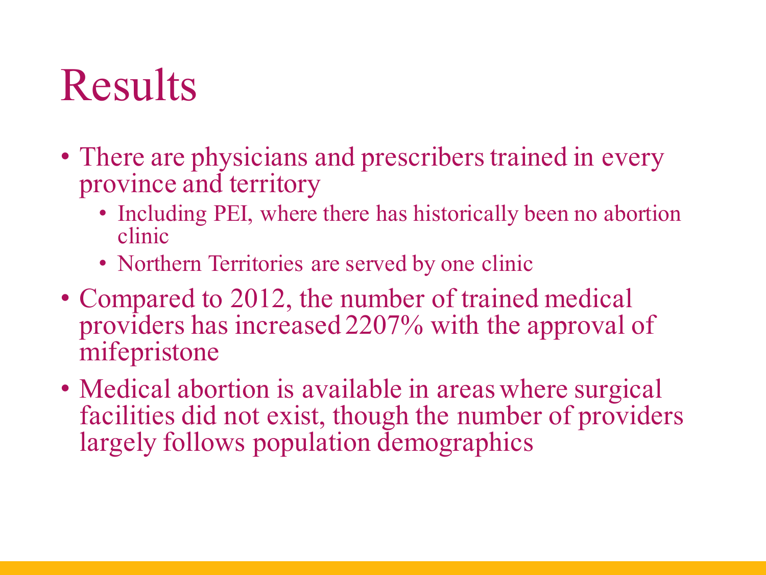# Results

- There are physicians and prescribers trained in every province and territory
  - Including PEI, where there has historically been no abortion clinic
  - Northern Territories are served by one clinic
- Compared to 2012, the number of trained medical providers has increased 2207% with the approval of mifepristone
- Medical abortion is available in areas where surgical facilities did not exist, though the number of providers largely follows population demographics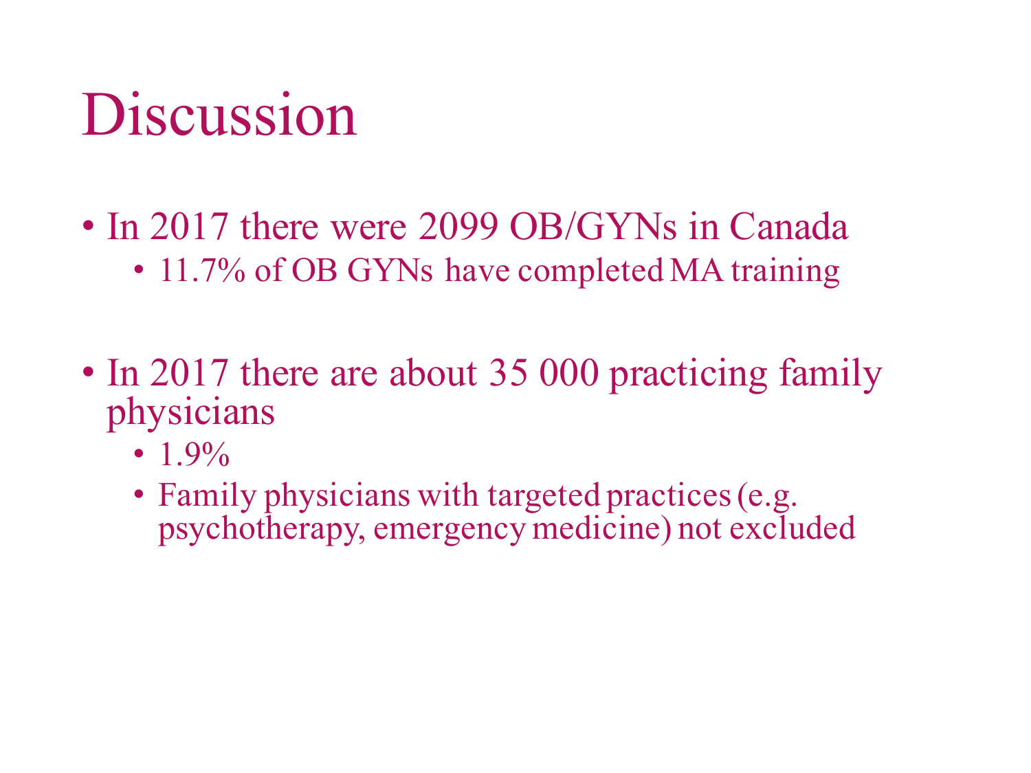# Discussion

- In 2017 there were 2099 OB/GYNs in Canada
  - 11.7% of OB GYNs have completed MA training

- In 2017 there are about 35 000 practicing family physicians
  - 1.9%
  - Family physicians with targeted practices (e.g. psychotherapy, emergency medicine) not excluded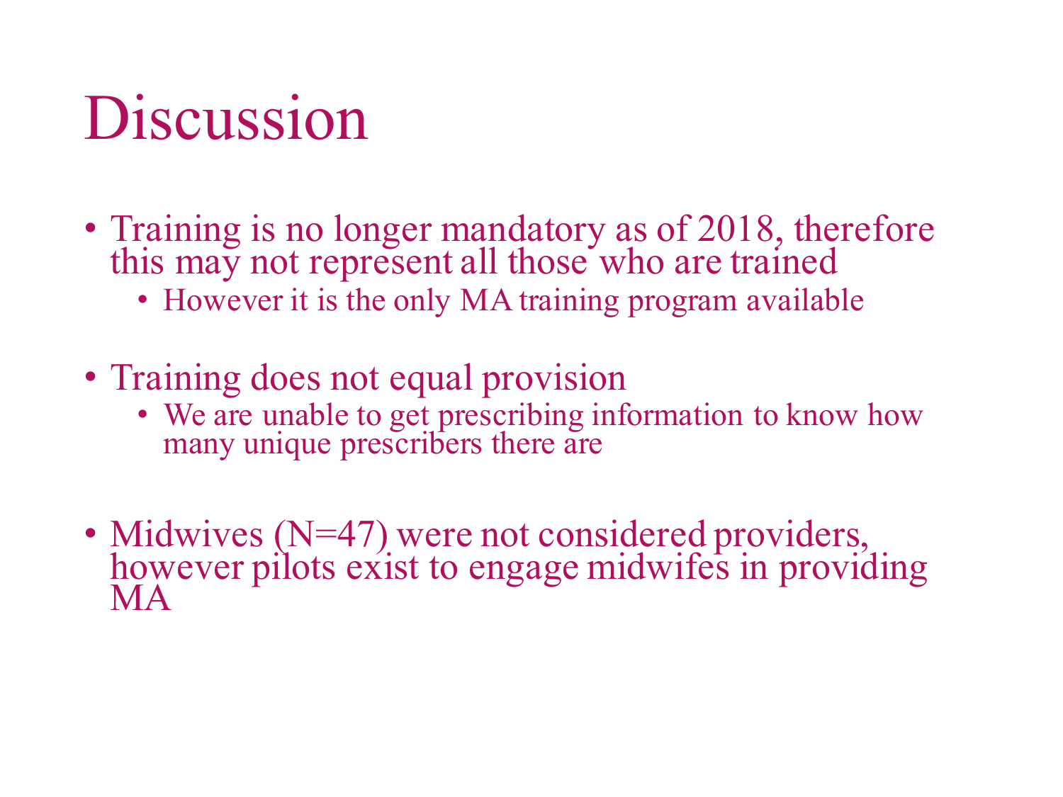# Discussion

- Training is no longer mandatory as of 2018, therefore this may not represent all those who are trained
  - However it is the only MA training program available
- Training does not equal provision
  - We are unable to get prescribing information to know how many unique prescribers there are
- Midwives (N=47) were not considered providers, however pilots exist to engage midwifes in providing MA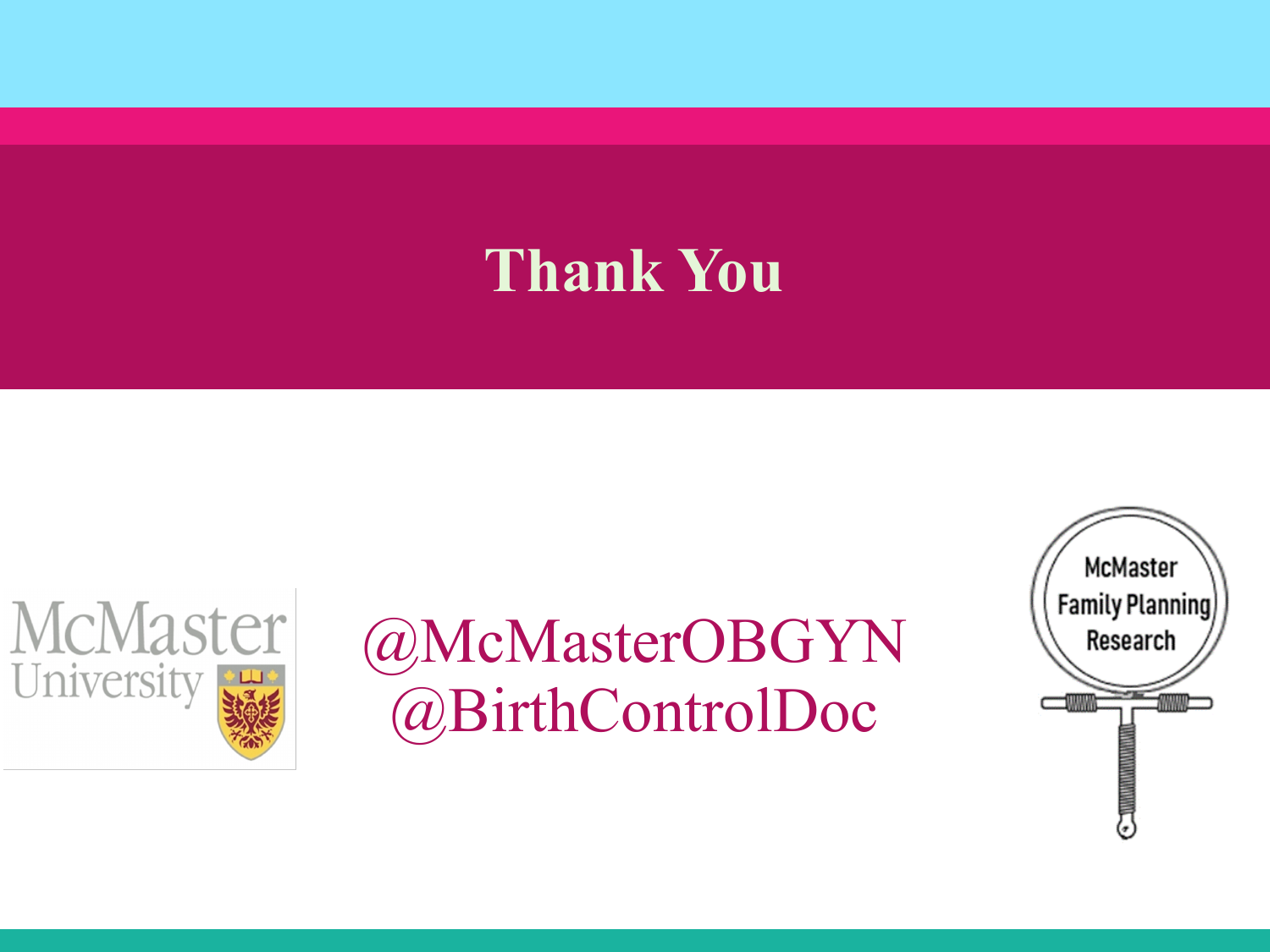# Thank You

@McMasterOBGYN
@BirthControlDoc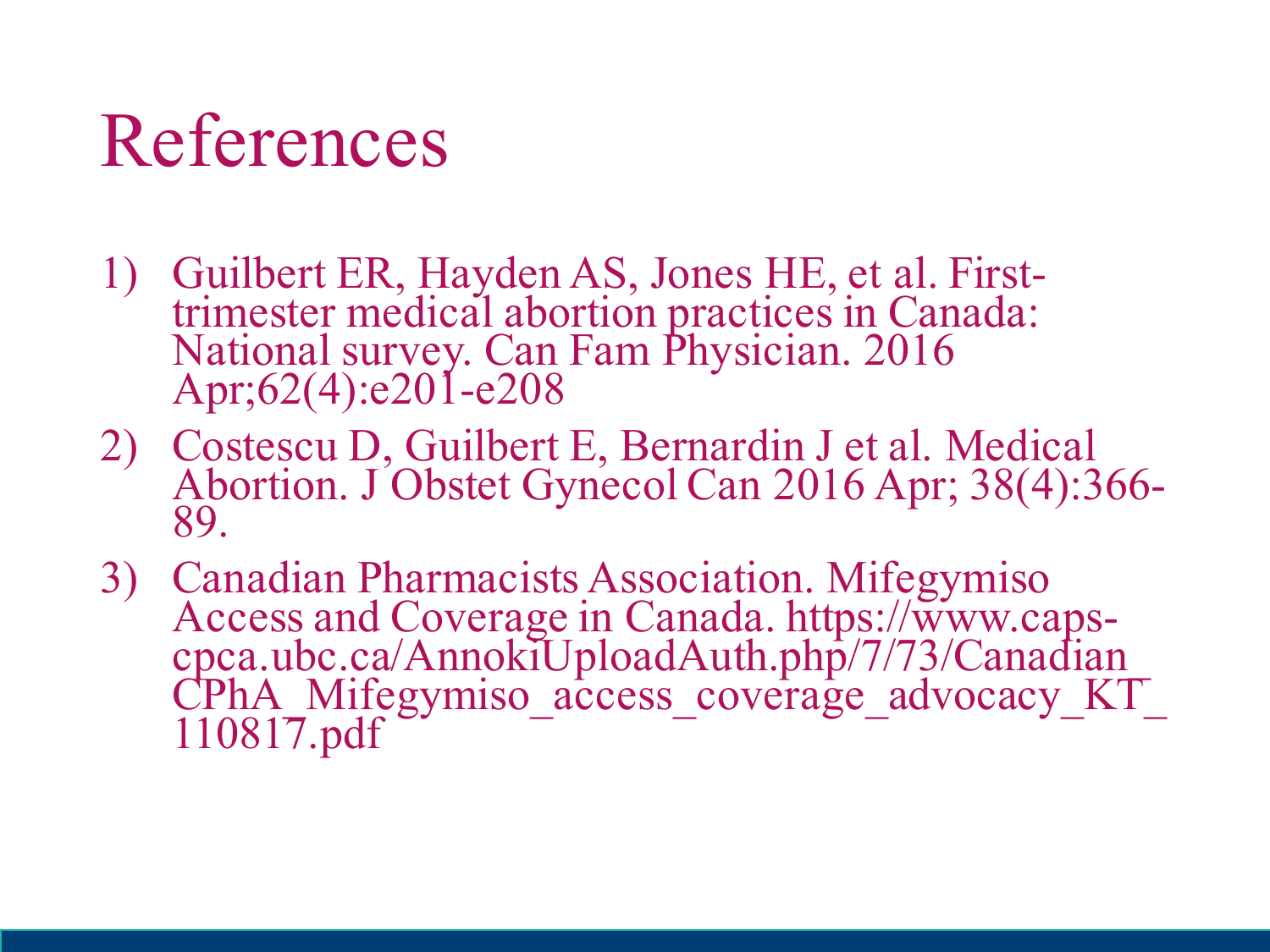# References

1) Guilbert ER, Hayden AS, Jones HE, et al. First-trimester medical abortion practices in Canada: National survey. Can Fam Physician. 2016 Apr;62(4):e201-e208
2) Costescu D, Guilbert E, Bernardin J et al. Medical Abortion. J Obstet Gynecol Can 2016 Apr; 38(4):366-89.
3) Canadian Pharmacists Association. Mifegymiso Access and Coverage in Canada. https://www.caps-cpca.ubc.ca/AnnokiUploadAuth.php/7/73/CanadianCPhA_Mifegymiso_access_coverage_advocacy_KT_110817.pdf